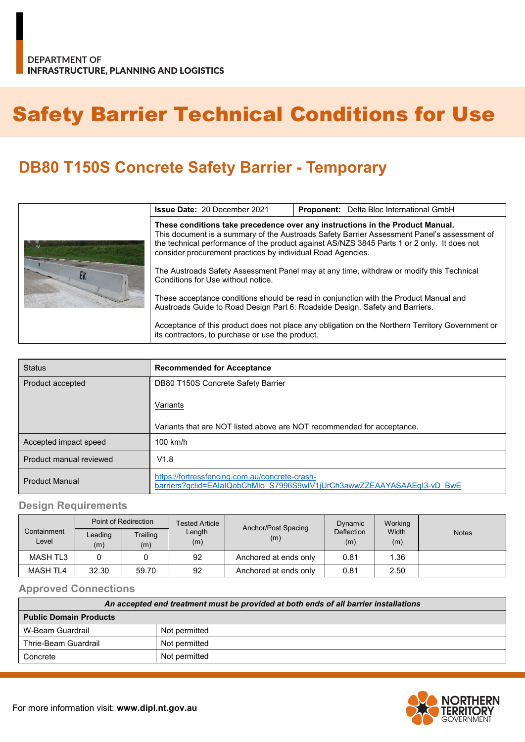DEPARTMENT OF
INFRASTRUCTURE, PLANNING AND LOGISTICS

# Safety Barrier Technical Conditions for Use

## DB80 T150S Concrete Safety Barrier - Temporary

| **Issue Date:** 20 December 2021 | **Proponent:** Delta Bloc International GmbH |
|---|---|

**These conditions take precedence over any instructions in the Product Manual.**
This document is a summary of the Austroads Safety Barrier Assessment Panel's assessment of the technical performance of the product against AS/NZS 3845 Parts 1 or 2 only. It does not consider procurement practices by individual Road Agencies.

The Austroads Safety Assessment Panel may at any time, withdraw or modify this Technical Conditions for Use without notice.

These acceptance conditions should be read in conjunction with the Product Manual and Austroads Guide to Road Design Part 6: Roadside Design, Safety and Barriers.

Acceptance of this product does not place any obligation on the Northern Territory Government or its contractors, to purchase or use the product.

| Status | **Recommended for Acceptance** |
|---|---|
| Product accepted | DB80 T150S Concrete Safety Barrier<br><br>Variants<br><br>Variants that are NOT listed above are NOT recommended for acceptance. |
| Accepted impact speed | 100 km/h |
| Product manual reviewed | V1.8 |
| Product Manual | https://fortressfencing.com.au/concrete-crash-barriers?gclid=EAIaIQobChMIo_S7996S9wIV1jUrCh3awwZZEAAYASAAEgI3-vD_BwE |

### Design Requirements

| Containment Level | Point of Redirection | | Tested Article Length (m) | Anchor/Post Spacing (m) | Dynamic Deflection (m) | Working Width (m) | Notes |
|---|---|---|---|---|---|---|---|
| | Leading (m) | Trailing (m) | | | | | |
| MASH TL3 | 0 | 0 | 92 | Anchored at ends only | 0.81 | 1.36 | |
| MASH TL4 | 32.30 | 59.70 | 92 | Anchored at ends only | 0.81 | 2.50 | |

### Approved Connections

| *An accepted end treatment must be provided at both ends of all barrier installations* | |
|---|---|
| **Public Domain Products** | |
| W-Beam Guardrail | Not permitted |
| Thrie-Beam Guardrail | Not permitted |
| Concrete | Not permitted |

For more information visit: **www.dipl.nt.gov.au**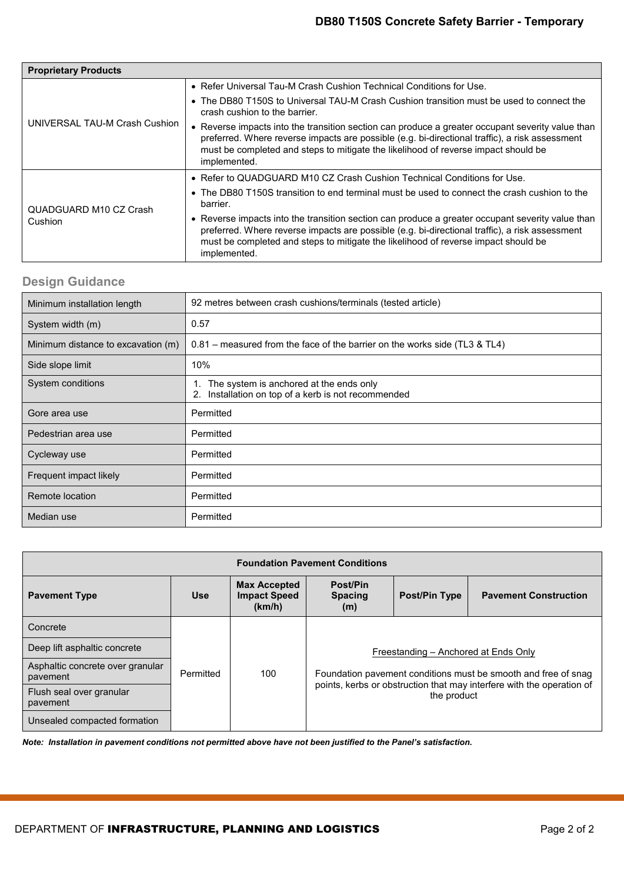| Proprietary Products | |
|---|---|
| UNIVERSAL TAU-M Crash Cushion | • Refer Universal Tau-M Crash Cushion Technical Conditions for Use.<br>• The DB80 T150S to Universal TAU-M Crash Cushion transition must be used to connect the crash cushion to the barrier.<br>• Reverse impacts into the transition section can produce a greater occupant severity value than preferred. Where reverse impacts are possible (e.g. bi-directional traffic), a risk assessment must be completed and steps to mitigate the likelihood of reverse impact should be implemented. |
| QUADGUARD M10 CZ Crash Cushion | • Refer to QUADGUARD M10 CZ Crash Cushion Technical Conditions for Use.<br>• The DB80 T150S transition to end terminal must be used to connect the crash cushion to the barrier.<br>• Reverse impacts into the transition section can produce a greater occupant severity value than preferred. Where reverse impacts are possible (e.g. bi-directional traffic), a risk assessment must be completed and steps to mitigate the likelihood of reverse impact should be implemented. |

## Design Guidance

| | |
|---|---|
| Minimum installation length | 92 metres between crash cushions/terminals (tested article) |
| System width (m) | 0.57 |
| Minimum distance to excavation (m) | 0.81 – measured from the face of the barrier on the works side (TL3 & TL4) |
| Side slope limit | 10% |
| System conditions | 1. The system is anchored at the ends only<br>2. Installation on top of a kerb is not recommended |
| Gore area use | Permitted |
| Pedestrian area use | Permitted |
| Cycleway use | Permitted |
| Frequent impact likely | Permitted |
| Remote location | Permitted |
| Median use | Permitted |

| Foundation Pavement Conditions | | | | | |
|---|---|---|---|---|---|
| **Pavement Type** | **Use** | **Max Accepted Impact Speed (km/h)** | **Post/Pin Spacing (m)** | **Post/Pin Type** | **Pavement Construction** |
| Concrete | Permitted | 100 | Freestanding – Anchored at Ends Only<br>Foundation pavement conditions must be smooth and free of snag points, kerbs or obstruction that may interfere with the operation of the product | | |
| Deep lift asphaltic concrete | | | | | |
| Asphaltic concrete over granular pavement | | | | | |
| Flush seal over granular pavement | | | | | |
| Unsealed compacted formation | | | | | |

***Note: Installation in pavement conditions not permitted above have not been justified to the Panel's satisfaction.***